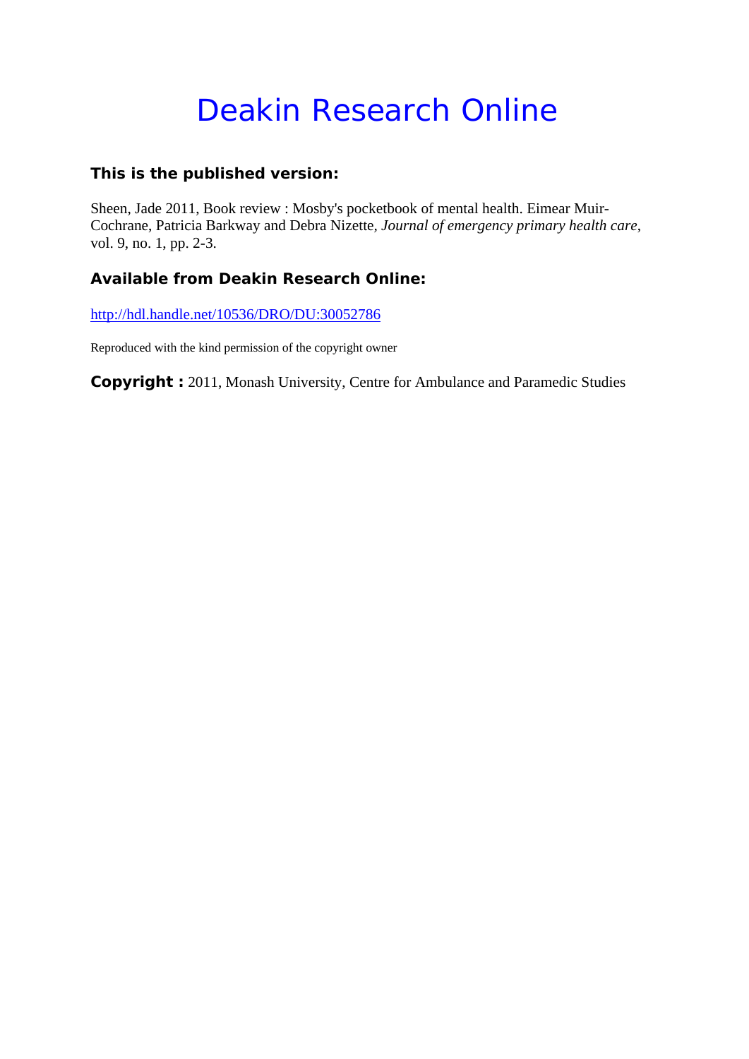# Deakin Research Online

**This is the published version:**

Sheen, Jade 2011, Book review : Mosby's pocketbook of mental health. Eimear Muir-Cochrane, Patricia Barkway and Debra Nizette, *Journal of emergency primary health care*, vol. 9, no. 1, pp. 2-3.

**Available from Deakin Research Online:**

http://hdl.handle.net/10536/DRO/DU:30052786

Reproduced with the kind permission of the copyright owner

**Copyright :** 2011, Monash University, Centre for Ambulance and Paramedic Studies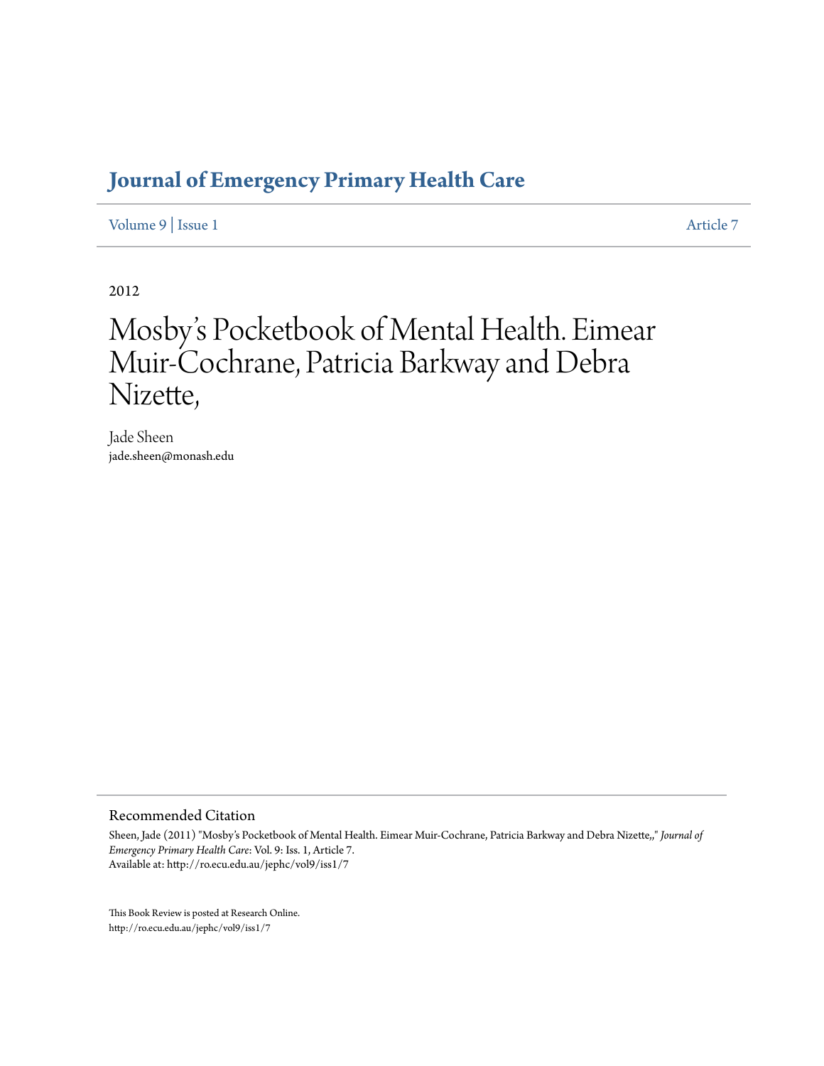# Journal of Emergency Primary Health Care

Volume 9 | Issue 1 Article 7

2012

# Mosby's Pocketbook of Mental Health. Eimear Muir-Cochrane, Patricia Barkway and Debra Nizette,

Jade Sheen
jade.sheen@monash.edu

## Recommended Citation

Sheen, Jade (2011) "Mosby's Pocketbook of Mental Health. Eimear Muir-Cochrane, Patricia Barkway and Debra Nizette,," *Journal of Emergency Primary Health Care*: Vol. 9: Iss. 1, Article 7.
Available at: http://ro.ecu.edu.au/jephc/vol9/iss1/7

This Book Review is posted at Research Online.
http://ro.ecu.edu.au/jephc/vol9/iss1/7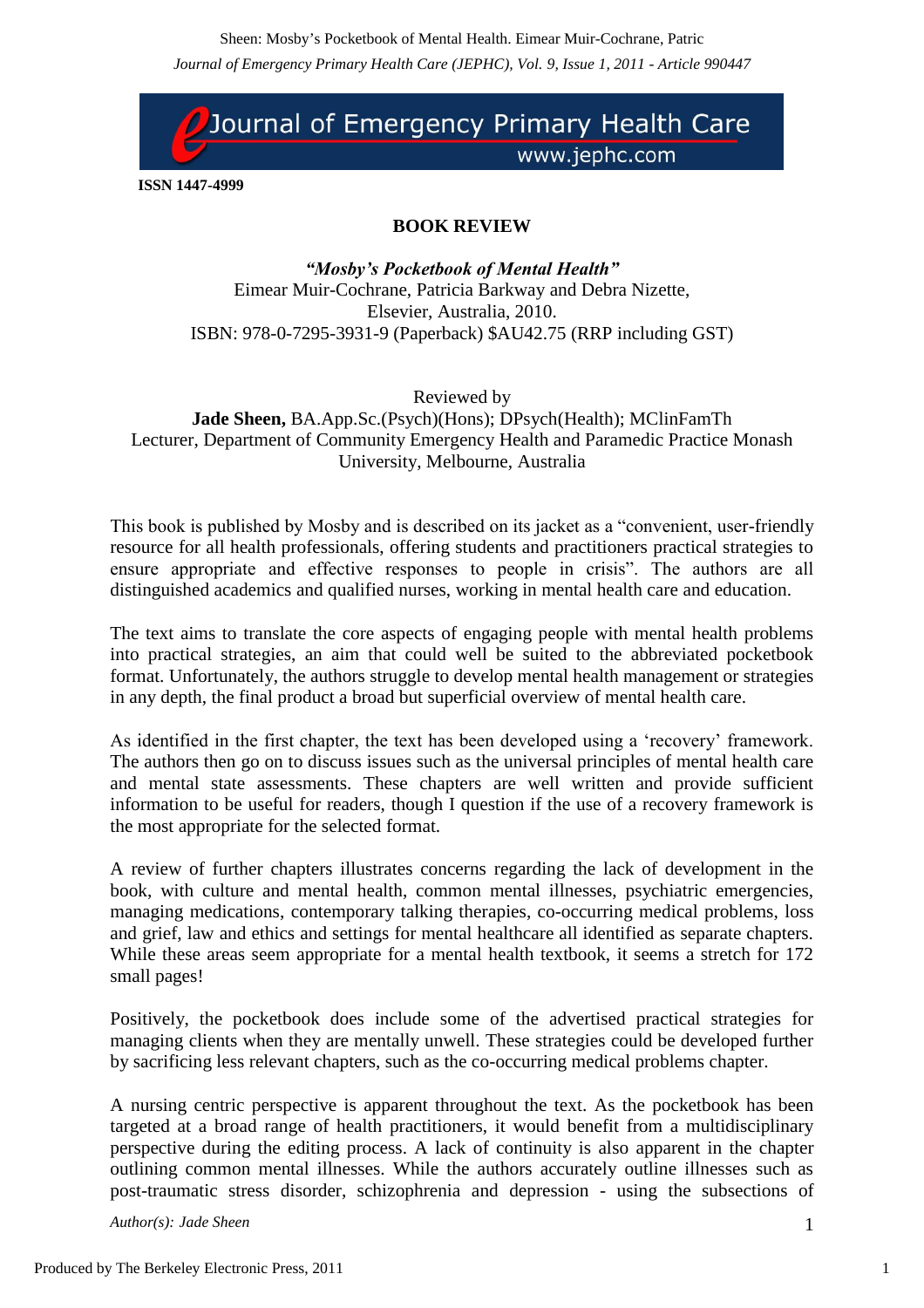ISSN 1447-4999

## BOOK REVIEW

***"Mosby's Pocketbook of Mental Health"***
Eimear Muir-Cochrane, Patricia Barkway and Debra Nizette,
Elsevier, Australia, 2010.
ISBN: 978-0-7295-3931-9 (Paperback) $AU42.75 (RRP including GST)

Reviewed by
**Jade Sheen,** BA.App.Sc.(Psych)(Hons); DPsych(Health); MClinFamTh
Lecturer, Department of Community Emergency Health and Paramedic Practice Monash University, Melbourne, Australia

This book is published by Mosby and is described on its jacket as a "convenient, user-friendly resource for all health professionals, offering students and practitioners practical strategies to ensure appropriate and effective responses to people in crisis". The authors are all distinguished academics and qualified nurses, working in mental health care and education.

The text aims to translate the core aspects of engaging people with mental health problems into practical strategies, an aim that could well be suited to the abbreviated pocketbook format. Unfortunately, the authors struggle to develop mental health management or strategies in any depth, the final product a broad but superficial overview of mental health care.

As identified in the first chapter, the text has been developed using a 'recovery' framework. The authors then go on to discuss issues such as the universal principles of mental health care and mental state assessments. These chapters are well written and provide sufficient information to be useful for readers, though I question if the use of a recovery framework is the most appropriate for the selected format.

A review of further chapters illustrates concerns regarding the lack of development in the book, with culture and mental health, common mental illnesses, psychiatric emergencies, managing medications, contemporary talking therapies, co-occurring medical problems, loss and grief, law and ethics and settings for mental healthcare all identified as separate chapters. While these areas seem appropriate for a mental health textbook, it seems a stretch for 172 small pages!

Positively, the pocketbook does include some of the advertised practical strategies for managing clients when they are mentally unwell. These strategies could be developed further by sacrificing less relevant chapters, such as the co-occurring medical problems chapter.

A nursing centric perspective is apparent throughout the text. As the pocketbook has been targeted at a broad range of health practitioners, it would benefit from a multidisciplinary perspective during the editing process. A lack of continuity is also apparent in the chapter outlining common mental illnesses. While the authors accurately outline illnesses such as post-traumatic stress disorder, schizophrenia and depression - using the subsections of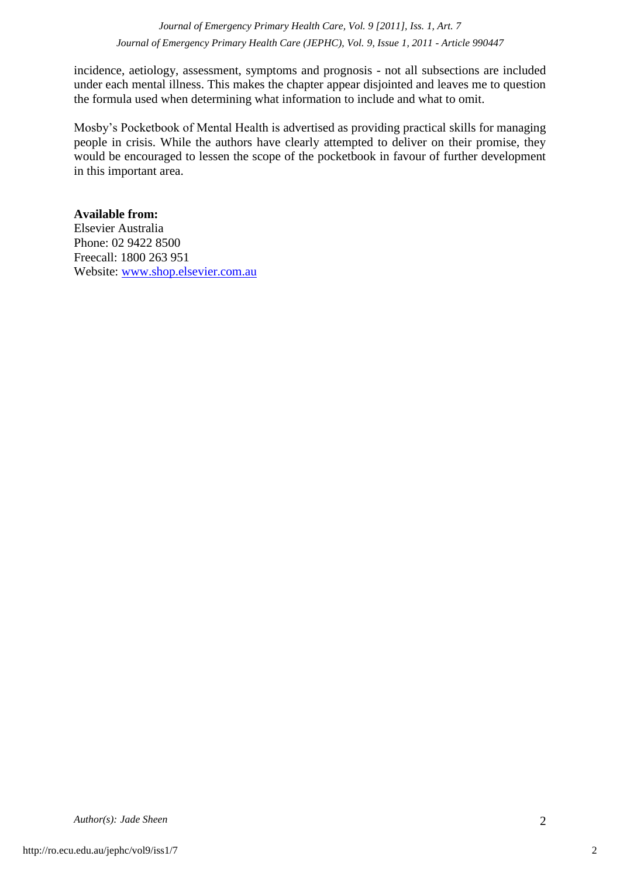incidence, aetiology, assessment, symptoms and prognosis - not all subsections are included under each mental illness. This makes the chapter appear disjointed and leaves me to question the formula used when determining what information to include and what to omit.

Mosby's Pocketbook of Mental Health is advertised as providing practical skills for managing people in crisis. While the authors have clearly attempted to deliver on their promise, they would be encouraged to lessen the scope of the pocketbook in favour of further development in this important area.

**Available from:**
Elsevier Australia
Phone: 02 9422 8500
Freecall: 1800 263 951
Website: www.shop.elsevier.com.au

*Author(s): Jade Sheen*